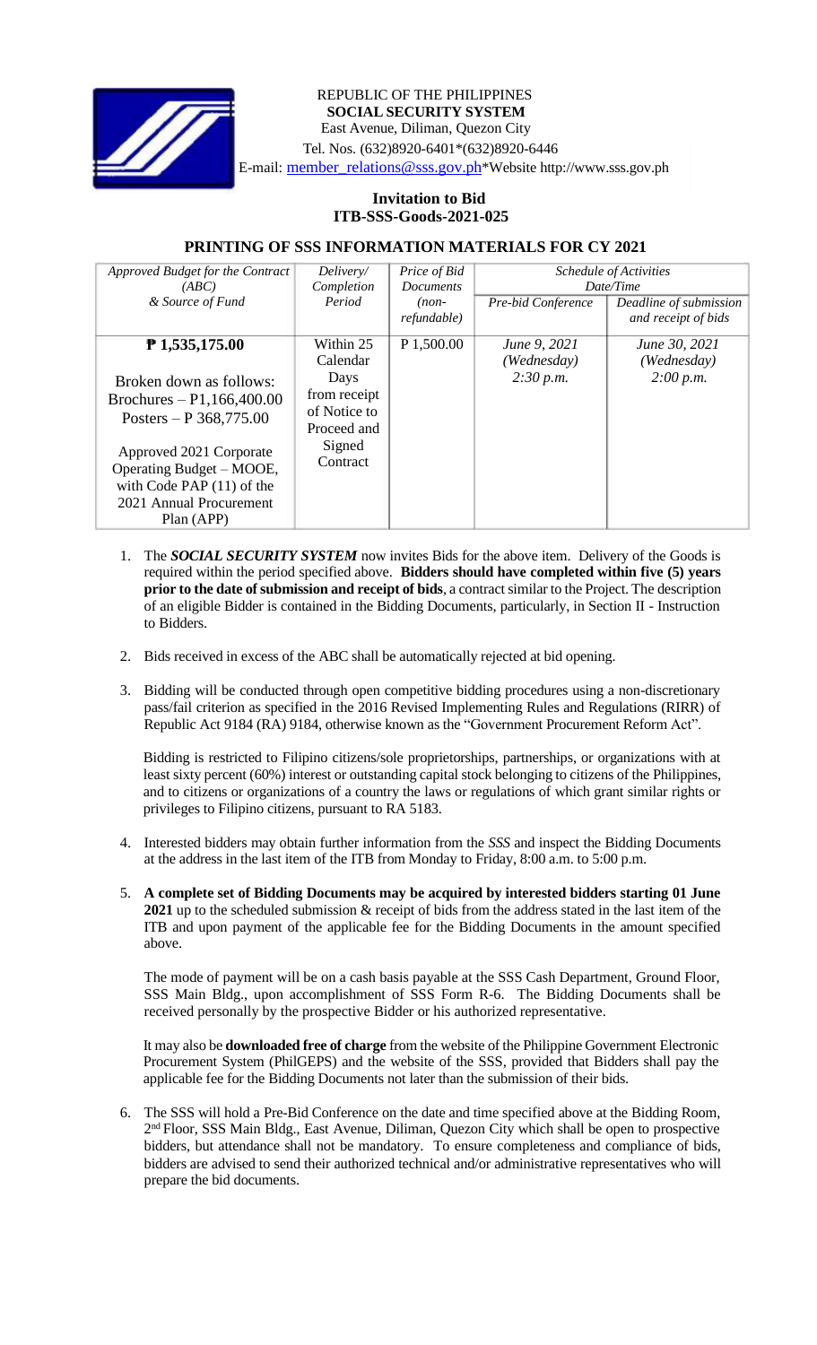REPUBLIC OF THE PHILIPPINES
**SOCIAL SECURITY SYSTEM**
East Avenue, Diliman, Quezon City
Tel. Nos. (632)8920-6401*(632)8920-6446
E-mail: member_relations@sss.gov.ph*Website http://www.sss.gov.ph

**Invitation to Bid**
**ITB-SSS-Goods-2021-025**

## PRINTING OF SSS INFORMATION MATERIALS FOR CY 2021

| *Approved Budget for the Contract (ABC) & Source of Fund* | *Delivery/ Completion Period* | *Price of Bid Documents (non-refundable)* | *Schedule of Activities Date/Time* | |
|---|---|---|---|---|
| | | | *Pre-bid Conference* | *Deadline of submission and receipt of bids* |
| **₱ 1,535,175.00**<br><br>Broken down as follows:<br>Brochures – P1,166,400.00<br>Posters – P 368,775.00<br><br>Approved 2021 Corporate Operating Budget – MOOE, with Code PAP (11) of the 2021 Annual Procurement Plan (APP) | Within 25 Calendar Days from receipt of Notice to Proceed and Signed Contract | P 1,500.00 | *June 9, 2021 (Wednesday) 2:30 p.m.* | *June 30, 2021 (Wednesday) 2:00 p.m.* |

1. The ***SOCIAL SECURITY SYSTEM*** now invites Bids for the above item. Delivery of the Goods is required within the period specified above. **Bidders should have completed within five (5) years prior to the date of submission and receipt of bids**, a contract similar to the Project. The description of an eligible Bidder is contained in the Bidding Documents, particularly, in Section II - Instruction to Bidders.

2. Bids received in excess of the ABC shall be automatically rejected at bid opening.

3. Bidding will be conducted through open competitive bidding procedures using a non-discretionary pass/fail criterion as specified in the 2016 Revised Implementing Rules and Regulations (RIRR) of Republic Act 9184 (RA) 9184, otherwise known as the "Government Procurement Reform Act".

   Bidding is restricted to Filipino citizens/sole proprietorships, partnerships, or organizations with at least sixty percent (60%) interest or outstanding capital stock belonging to citizens of the Philippines, and to citizens or organizations of a country the laws or regulations of which grant similar rights or privileges to Filipino citizens, pursuant to RA 5183.

4. Interested bidders may obtain further information from the *SSS* and inspect the Bidding Documents at the address in the last item of the ITB from Monday to Friday, 8:00 a.m. to 5:00 p.m.

5. **A complete set of Bidding Documents may be acquired by interested bidders starting 01 June 2021** up to the scheduled submission & receipt of bids from the address stated in the last item of the ITB and upon payment of the applicable fee for the Bidding Documents in the amount specified above.

   The mode of payment will be on a cash basis payable at the SSS Cash Department, Ground Floor, SSS Main Bldg., upon accomplishment of SSS Form R-6. The Bidding Documents shall be received personally by the prospective Bidder or his authorized representative.

   It may also be **downloaded free of charge** from the website of the Philippine Government Electronic Procurement System (PhilGEPS) and the website of the SSS, provided that Bidders shall pay the applicable fee for the Bidding Documents not later than the submission of their bids.

6. The SSS will hold a Pre-Bid Conference on the date and time specified above at the Bidding Room, 2nd Floor, SSS Main Bldg., East Avenue, Diliman, Quezon City which shall be open to prospective bidders, but attendance shall not be mandatory. To ensure completeness and compliance of bids, bidders are advised to send their authorized technical and/or administrative representatives who will prepare the bid documents.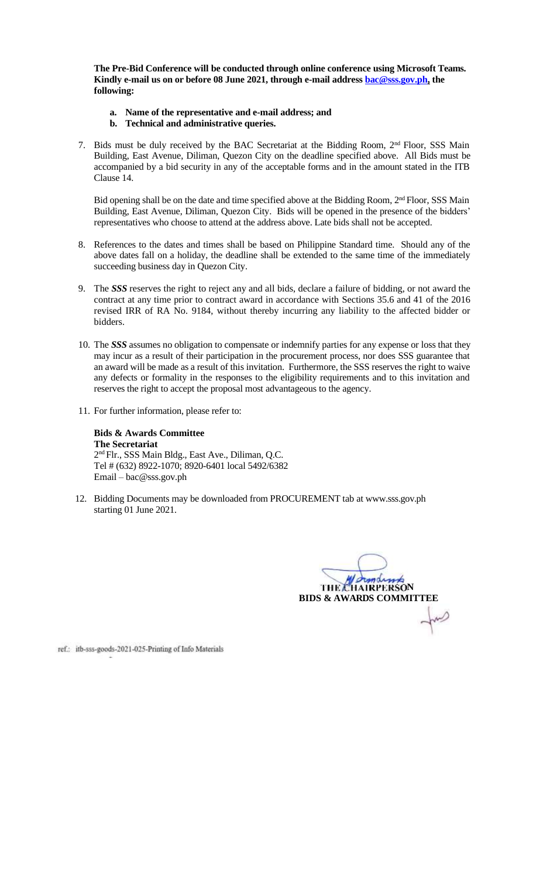**The Pre-Bid Conference will be conducted through online conference using Microsoft Teams. Kindly e-mail us on or before 08 June 2021, through e-mail address bac@sss.gov.ph, the following:**

**a. Name of the representative and e-mail address; and**

**b. Technical and administrative queries.**

7. Bids must be duly received by the BAC Secretariat at the Bidding Room, 2nd Floor, SSS Main Building, East Avenue, Diliman, Quezon City on the deadline specified above. All Bids must be accompanied by a bid security in any of the acceptable forms and in the amount stated in the ITB Clause 14.

   Bid opening shall be on the date and time specified above at the Bidding Room, 2nd Floor, SSS Main Building, East Avenue, Diliman, Quezon City. Bids will be opened in the presence of the bidders' representatives who choose to attend at the address above. Late bids shall not be accepted.

8. References to the dates and times shall be based on Philippine Standard time. Should any of the above dates fall on a holiday, the deadline shall be extended to the same time of the immediately succeeding business day in Quezon City.

9. The ***SSS*** reserves the right to reject any and all bids, declare a failure of bidding, or not award the contract at any time prior to contract award in accordance with Sections 35.6 and 41 of the 2016 revised IRR of RA No. 9184, without thereby incurring any liability to the affected bidder or bidders.

10. The ***SSS*** assumes no obligation to compensate or indemnify parties for any expense or loss that they may incur as a result of their participation in the procurement process, nor does SSS guarantee that an award will be made as a result of this invitation. Furthermore, the SSS reserves the right to waive any defects or formality in the responses to the eligibility requirements and to this invitation and reserves the right to accept the proposal most advantageous to the agency.

11. For further information, please refer to:

    **Bids & Awards Committee**
    **The Secretariat**
    2nd Flr., SSS Main Bldg., East Ave., Diliman, Q.C.
    Tel # (632) 8922-1070; 8920-6401 local 5492/6382
    Email – bac@sss.gov.ph

12. Bidding Documents may be downloaded from PROCUREMENT tab at www.sss.gov.ph starting 01 June 2021.

**THE CHAIRPERSON**
**BIDS & AWARDS COMMITTEE**

ref.: itb-sss-goods-2021-025-Printing of Info Materials